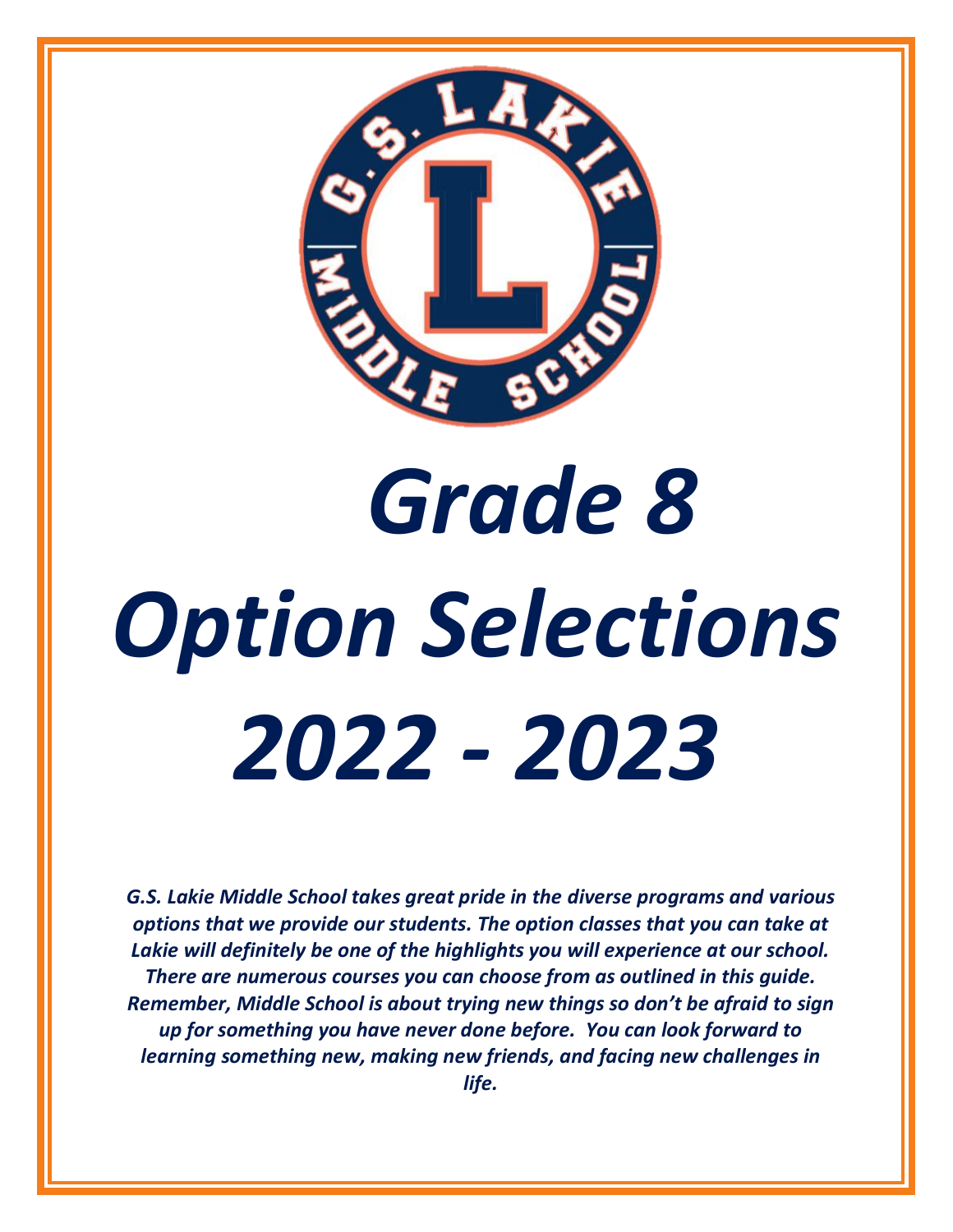# *Grade 8*

# *Option Selections*

# *2022 - 2023*

***G.S. Lakie Middle School takes great pride in the diverse programs and various options that we provide our students. The option classes that you can take at Lakie will definitely be one of the highlights you will experience at our school. There are numerous courses you can choose from as outlined in this guide. Remember, Middle School is about trying new things so don't be afraid to sign up for something you have never done before. You can look forward to learning something new, making new friends, and facing new challenges in life.***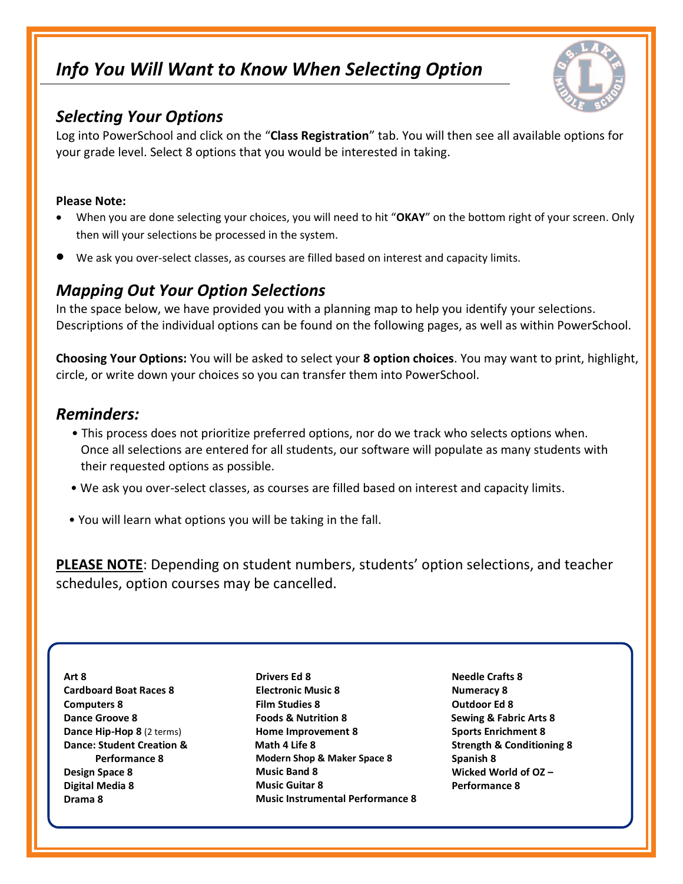# *Info You Will Want to Know When Selecting Option*

## *Selecting Your Options*

Log into PowerSchool and click on the "**Class Registration**" tab. You will then see all available options for your grade level. Select 8 options that you would be interested in taking.

**Please Note:**

- When you are done selecting your choices, you will need to hit "**OKAY**" on the bottom right of your screen. Only then will your selections be processed in the system.
- We ask you over-select classes, as courses are filled based on interest and capacity limits.

## *Mapping Out Your Option Selections*

In the space below, we have provided you with a planning map to help you identify your selections. Descriptions of the individual options can be found on the following pages, as well as within PowerSchool.

**Choosing Your Options:** You will be asked to select your **8 option choices**. You may want to print, highlight, circle, or write down your choices so you can transfer them into PowerSchool.

## *Reminders:*

- This process does not prioritize preferred options, nor do we track who selects options when. Once all selections are entered for all students, our software will populate as many students with their requested options as possible.
- We ask you over-select classes, as courses are filled based on interest and capacity limits.
- You will learn what options you will be taking in the fall.

**PLEASE NOTE**: Depending on student numbers, students' option selections, and teacher schedules, option courses may be cancelled.

**Art 8**
**Cardboard Boat Races 8**
**Computers 8**
**Dance Groove 8**
**Dance Hip-Hop 8** (2 terms)
**Dance: Student Creation & Performance 8**
**Design Space 8**
**Digital Media 8**
**Drama 8**
**Drivers Ed 8**
**Electronic Music 8**
**Film Studies 8**
**Foods & Nutrition 8**
**Home Improvement 8**
**Math 4 Life 8**
**Modern Shop & Maker Space 8**
**Music Band 8**
**Music Guitar 8**
**Music Instrumental Performance 8**
**Needle Crafts 8**
**Numeracy 8**
**Outdoor Ed 8**
**Sewing & Fabric Arts 8**
**Sports Enrichment 8**
**Strength & Conditioning 8**
**Spanish 8**
**Wicked World of OZ – Performance 8**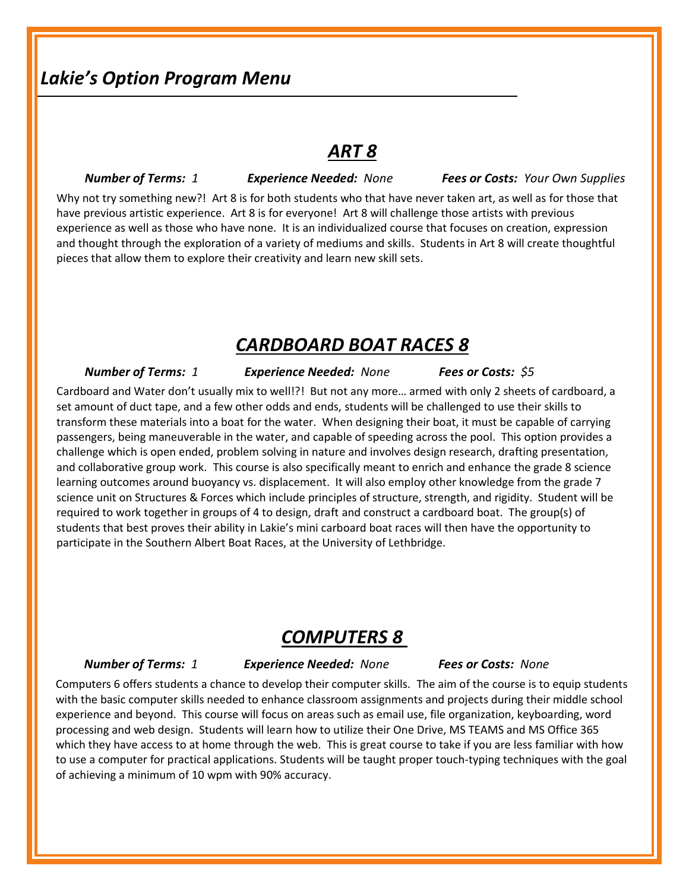# *Lakie's Option Program Menu*

## ***ART 8***

***Number of Terms:*** *1* ***Experience Needed:*** *None* ***Fees or Costs:*** *Your Own Supplies*

Why not try something new?! Art 8 is for both students who that have never taken art, as well as for those that have previous artistic experience. Art 8 is for everyone! Art 8 will challenge those artists with previous experience as well as those who have none. It is an individualized course that focuses on creation, expression and thought through the exploration of a variety of mediums and skills. Students in Art 8 will create thoughtful pieces that allow them to explore their creativity and learn new skill sets.

## ***CARDBOARD BOAT RACES 8***

***Number of Terms:*** *1* ***Experience Needed:*** *None* ***Fees or Costs:*** *$5*

Cardboard and Water don't usually mix to well!?! But not any more… armed with only 2 sheets of cardboard, a set amount of duct tape, and a few other odds and ends, students will be challenged to use their skills to transform these materials into a boat for the water. When designing their boat, it must be capable of carrying passengers, being maneuverable in the water, and capable of speeding across the pool. This option provides a challenge which is open ended, problem solving in nature and involves design research, drafting presentation, and collaborative group work. This course is also specifically meant to enrich and enhance the grade 8 science learning outcomes around buoyancy vs. displacement. It will also employ other knowledge from the grade 7 science unit on Structures & Forces which include principles of structure, strength, and rigidity. Student will be required to work together in groups of 4 to design, draft and construct a cardboard boat. The group(s) of students that best proves their ability in Lakie's mini carboard boat races will then have the opportunity to participate in the Southern Albert Boat Races, at the University of Lethbridge.

## ***COMPUTERS 8***

***Number of Terms:*** *1* ***Experience Needed:*** *None* ***Fees or Costs:*** *None*

Computers 6 offers students a chance to develop their computer skills. The aim of the course is to equip students with the basic computer skills needed to enhance classroom assignments and projects during their middle school experience and beyond. This course will focus on areas such as email use, file organization, keyboarding, word processing and web design. Students will learn how to utilize their One Drive, MS TEAMS and MS Office 365 which they have access to at home through the web. This is great course to take if you are less familiar with how to use a computer for practical applications. Students will be taught proper touch-typing techniques with the goal of achieving a minimum of 10 wpm with 90% accuracy.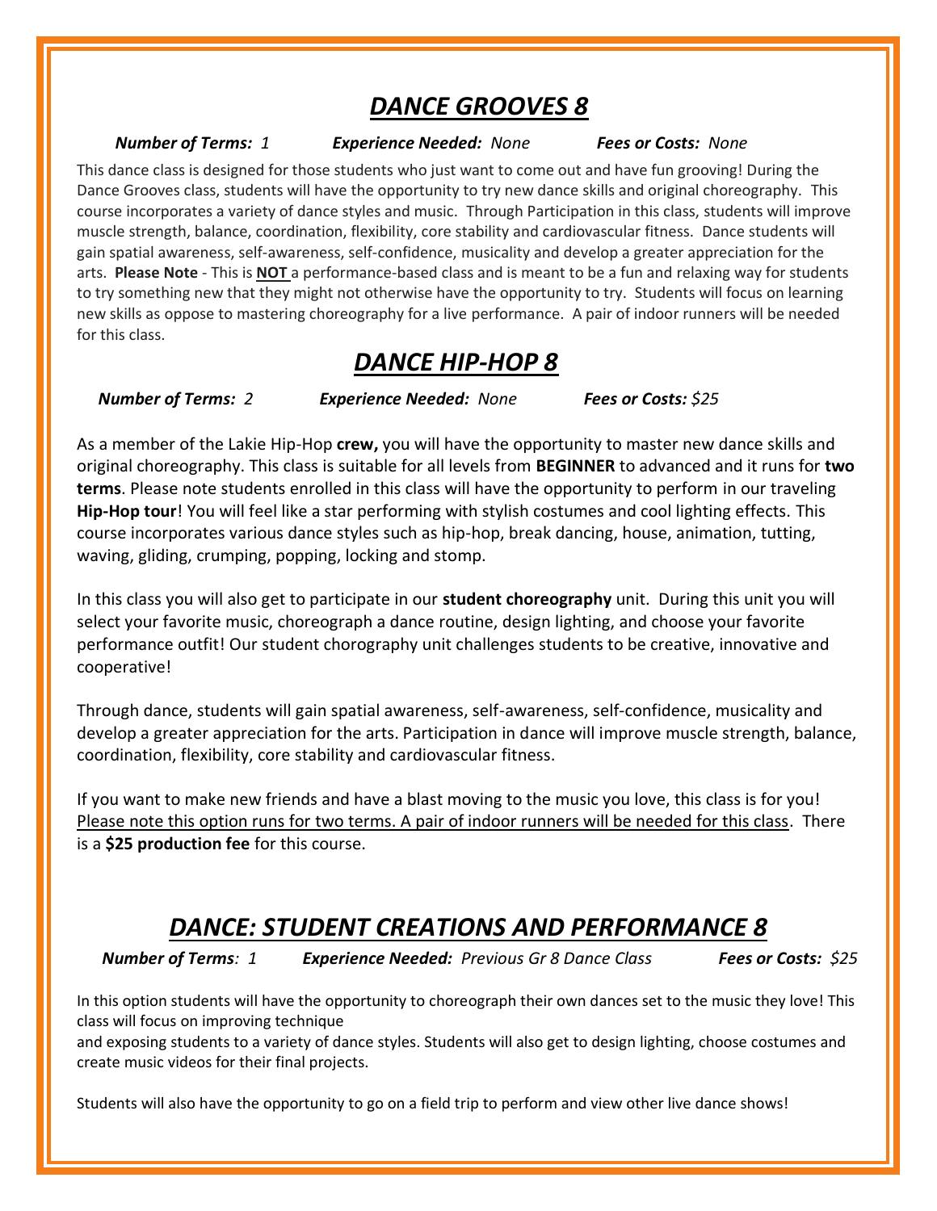# ***DANCE GROOVES 8***

***Number of Terms:*** *1* ***Experience Needed:*** *None* ***Fees or Costs:*** *None*

This dance class is designed for those students who just want to come out and have fun grooving! During the Dance Grooves class, students will have the opportunity to try new dance skills and original choreography. This course incorporates a variety of dance styles and music. Through Participation in this class, students will improve muscle strength, balance, coordination, flexibility, core stability and cardiovascular fitness. Dance students will gain spatial awareness, self-awareness, self-confidence, musicality and develop a greater appreciation for the arts. **Please Note** - This is **<u>NOT</u>** a performance-based class and is meant to be a fun and relaxing way for students to try something new that they might not otherwise have the opportunity to try. Students will focus on learning new skills as oppose to mastering choreography for a live performance. A pair of indoor runners will be needed for this class.

# ***DANCE HIP-HOP 8***

***Number of Terms:*** *2* ***Experience Needed:*** *None* ***Fees or Costs:*** *$25*

As a member of the Lakie Hip-Hop **crew,** you will have the opportunity to master new dance skills and original choreography. This class is suitable for all levels from **BEGINNER** to advanced and it runs for **two terms**. Please note students enrolled in this class will have the opportunity to perform in our traveling **Hip-Hop tour**! You will feel like a star performing with stylish costumes and cool lighting effects. This course incorporates various dance styles such as hip-hop, break dancing, house, animation, tutting, waving, gliding, crumping, popping, locking and stomp.

In this class you will also get to participate in our **student choreography** unit. During this unit you will select your favorite music, choreograph a dance routine, design lighting, and choose your favorite performance outfit! Our student chorography unit challenges students to be creative, innovative and cooperative!

Through dance, students will gain spatial awareness, self-awareness, self-confidence, musicality and develop a greater appreciation for the arts. Participation in dance will improve muscle strength, balance, coordination, flexibility, core stability and cardiovascular fitness.

If you want to make new friends and have a blast moving to the music you love, this class is for you! <u>Please note this option runs for two terms. A pair of indoor runners will be needed for this class</u>. There is a **$25 production fee** for this course.

# ***DANCE: STUDENT CREATIONS AND PERFORMANCE 8***

***Number of Terms****: 1* ***Experience Needed:*** *Previous Gr 8 Dance Class* ***Fees or Costs:*** *$25*

In this option students will have the opportunity to choreograph their own dances set to the music they love! This class will focus on improving technique
and exposing students to a variety of dance styles. Students will also get to design lighting, choose costumes and create music videos for their final projects.

Students will also have the opportunity to go on a field trip to perform and view other live dance shows!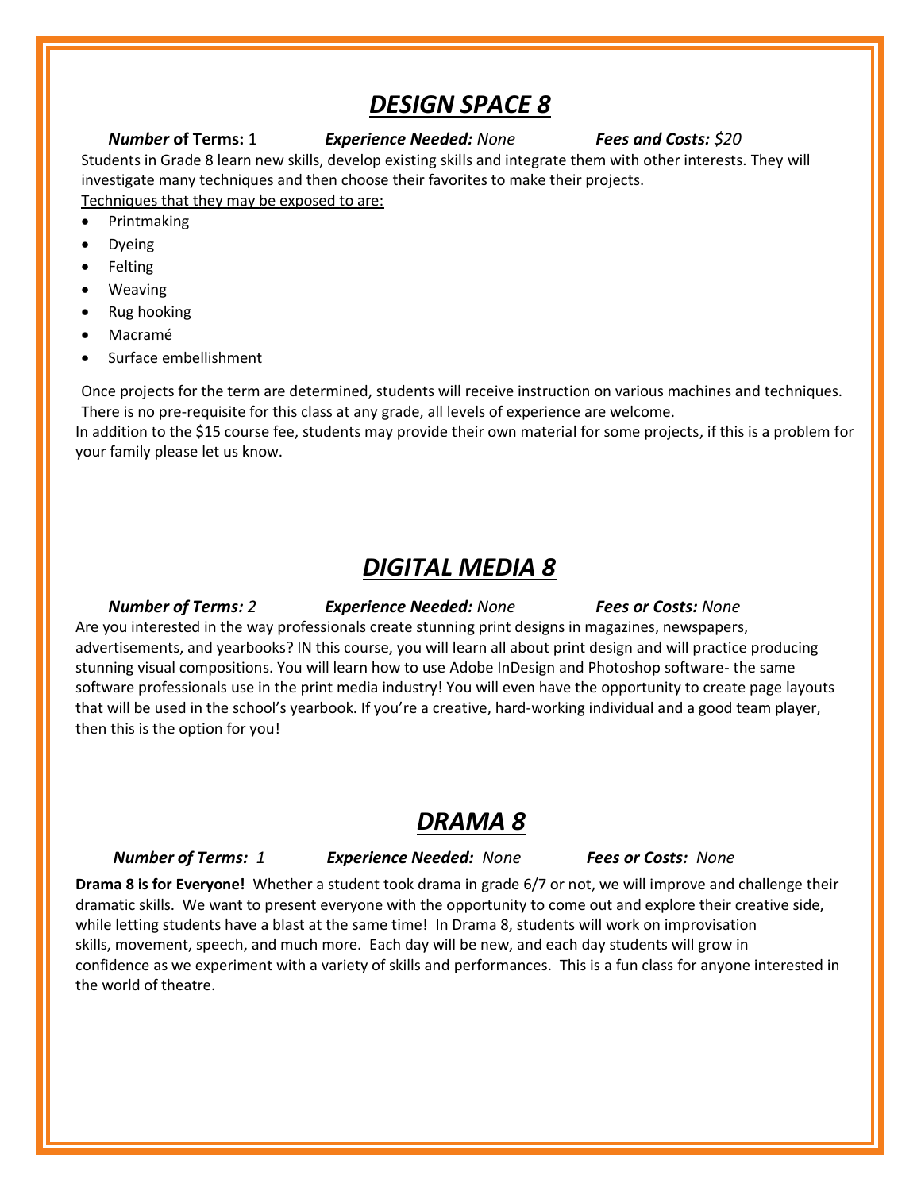# ***DESIGN SPACE 8***

***Number* of Terms:** 1 ***Experience Needed:*** *None* ***Fees and Costs:*** *$20*

Students in Grade 8 learn new skills, develop existing skills and integrate them with other interests. They will investigate many techniques and then choose their favorites to make their projects.

Techniques that they may be exposed to are:

- Printmaking
- Dyeing
- Felting
- Weaving
- Rug hooking
- Macramé
- Surface embellishment

Once projects for the term are determined, students will receive instruction on various machines and techniques. There is no pre-requisite for this class at any grade, all levels of experience are welcome.

In addition to the $15 course fee, students may provide their own material for some projects, if this is a problem for your family please let us know.

# ***DIGITAL MEDIA 8***

***Number of Terms:*** *2* ***Experience Needed:*** *None* ***Fees or Costs:*** *None*

Are you interested in the way professionals create stunning print designs in magazines, newspapers, advertisements, and yearbooks? IN this course, you will learn all about print design and will practice producing stunning visual compositions. You will learn how to use Adobe InDesign and Photoshop software- the same software professionals use in the print media industry! You will even have the opportunity to create page layouts that will be used in the school's yearbook. If you're a creative, hard-working individual and a good team player, then this is the option for you!

# ***DRAMA 8***

***Number of Terms:*** *1* ***Experience Needed:*** *None* ***Fees or Costs:*** *None*

**Drama 8 is for Everyone!** Whether a student took drama in grade 6/7 or not, we will improve and challenge their dramatic skills. We want to present everyone with the opportunity to come out and explore their creative side, while letting students have a blast at the same time! In Drama 8, students will work on improvisation skills, movement, speech, and much more. Each day will be new, and each day students will grow in confidence as we experiment with a variety of skills and performances. This is a fun class for anyone interested in the world of theatre.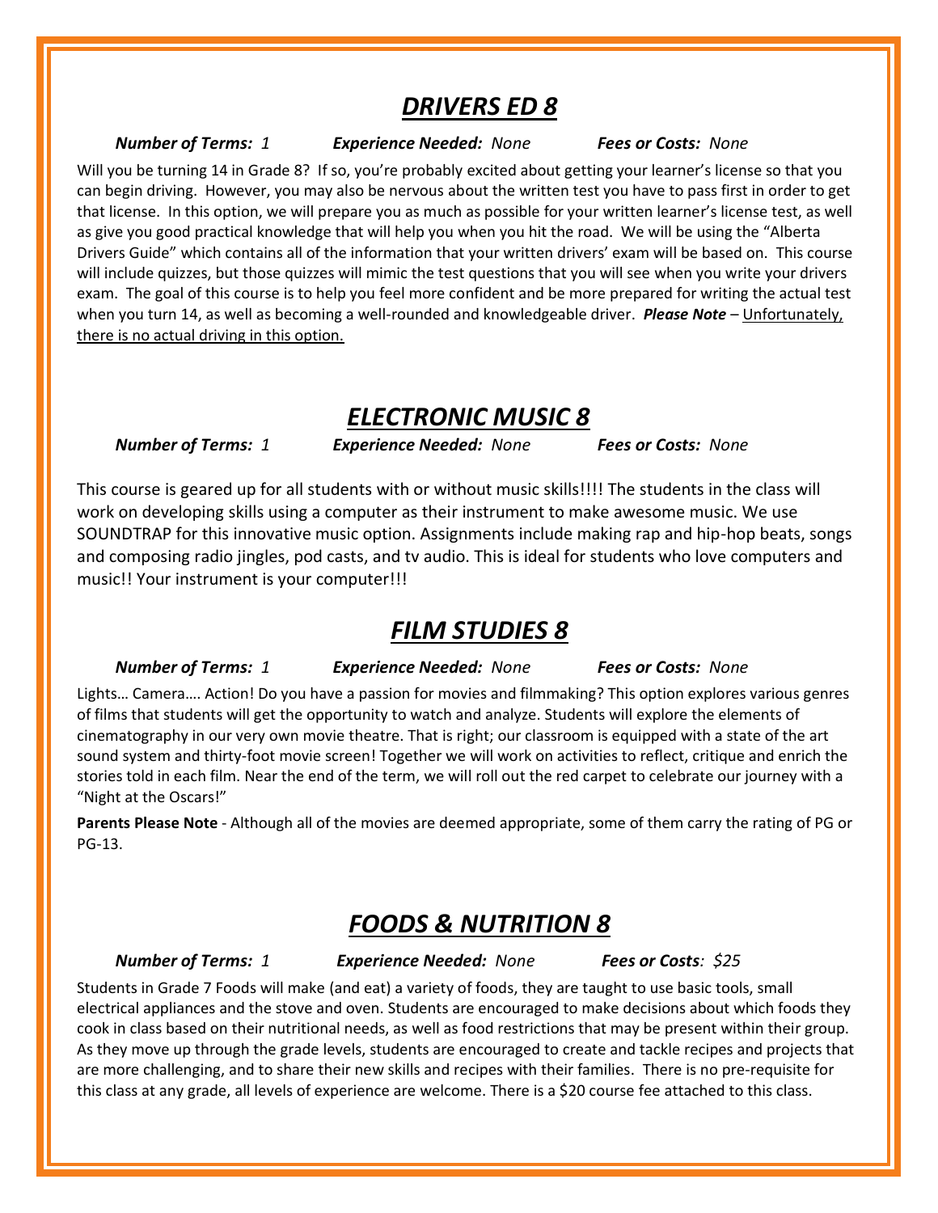## ***DRIVERS ED 8***

***Number of Terms:*** *1* ***Experience Needed:*** *None* ***Fees or Costs:*** *None*

Will you be turning 14 in Grade 8? If so, you're probably excited about getting your learner's license so that you can begin driving. However, you may also be nervous about the written test you have to pass first in order to get that license. In this option, we will prepare you as much as possible for your written learner's license test, as well as give you good practical knowledge that will help you when you hit the road. We will be using the "Alberta Drivers Guide" which contains all of the information that your written drivers' exam will be based on. This course will include quizzes, but those quizzes will mimic the test questions that you will see when you write your drivers exam. The goal of this course is to help you feel more confident and be more prepared for writing the actual test when you turn 14, as well as becoming a well-rounded and knowledgeable driver. ***Please Note*** – Unfortunately, there is no actual driving in this option.

## ***ELECTRONIC MUSIC 8***

***Number of Terms:*** *1* ***Experience Needed:*** *None* ***Fees or Costs:*** *None*

This course is geared up for all students with or without music skills!!!! The students in the class will work on developing skills using a computer as their instrument to make awesome music. We use SOUNDTRAP for this innovative music option. Assignments include making rap and hip-hop beats, songs and composing radio jingles, pod casts, and tv audio. This is ideal for students who love computers and music!! Your instrument is your computer!!!

## ***FILM STUDIES 8***

***Number of Terms:*** *1* ***Experience Needed:*** *None* ***Fees or Costs:*** *None*

Lights… Camera…. Action! Do you have a passion for movies and filmmaking? This option explores various genres of films that students will get the opportunity to watch and analyze. Students will explore the elements of cinematography in our very own movie theatre. That is right; our classroom is equipped with a state of the art sound system and thirty-foot movie screen! Together we will work on activities to reflect, critique and enrich the stories told in each film. Near the end of the term, we will roll out the red carpet to celebrate our journey with a "Night at the Oscars!"

**Parents Please Note** - Although all of the movies are deemed appropriate, some of them carry the rating of PG or PG-13.

## ***FOODS & NUTRITION 8***

***Number of Terms:*** *1* ***Experience Needed:*** *None* ***Fees or Costs****: $25*

Students in Grade 7 Foods will make (and eat) a variety of foods, they are taught to use basic tools, small electrical appliances and the stove and oven. Students are encouraged to make decisions about which foods they cook in class based on their nutritional needs, as well as food restrictions that may be present within their group. As they move up through the grade levels, students are encouraged to create and tackle recipes and projects that are more challenging, and to share their new skills and recipes with their families. There is no pre-requisite for this class at any grade, all levels of experience are welcome. There is a $20 course fee attached to this class.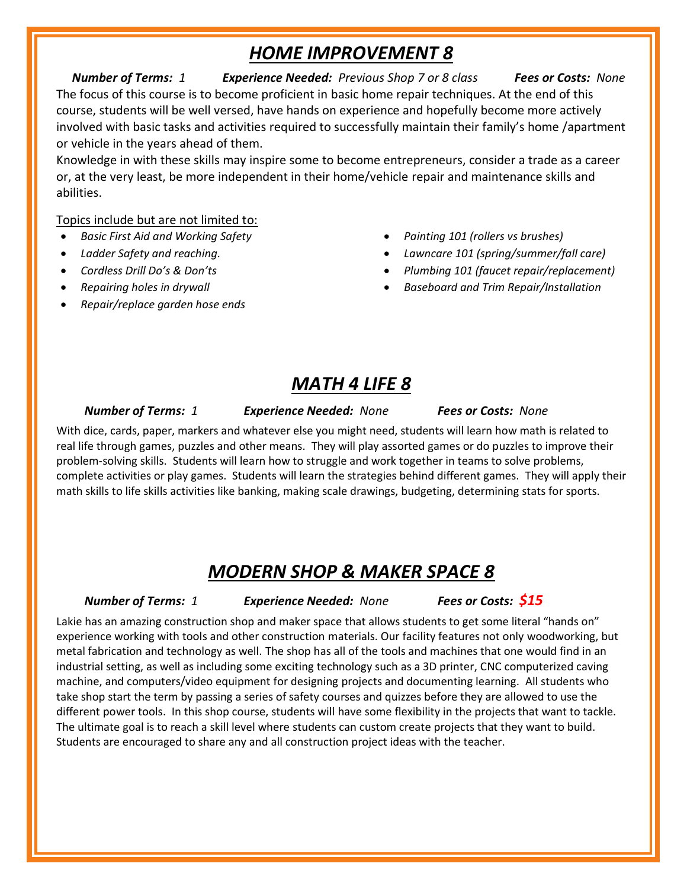# *HOME IMPROVEMENT 8*

***Number of Terms:*** *1* ***Experience Needed:*** *Previous Shop 7 or 8 class* ***Fees or Costs:*** *None*

The focus of this course is to become proficient in basic home repair techniques. At the end of this course, students will be well versed, have hands on experience and hopefully become more actively involved with basic tasks and activities required to successfully maintain their family's home /apartment or vehicle in the years ahead of them.

Knowledge in with these skills may inspire some to become entrepreneurs, consider a trade as a career or, at the very least, be more independent in their home/vehicle repair and maintenance skills and abilities.

Topics include but are not limited to:

- *Basic First Aid and Working Safety*
- *Ladder Safety and reaching.*
- *Cordless Drill Do's & Don'ts*
- *Repairing holes in drywall*
- *Repair/replace garden hose ends*
- *Painting 101 (rollers vs brushes)*
- *Lawncare 101 (spring/summer/fall care)*
- *Plumbing 101 (faucet repair/replacement)*
- *Baseboard and Trim Repair/Installation*

# *MATH 4 LIFE 8*

***Number of Terms:*** *1* ***Experience Needed:*** *None* ***Fees or Costs:*** *None*

With dice, cards, paper, markers and whatever else you might need, students will learn how math is related to real life through games, puzzles and other means. They will play assorted games or do puzzles to improve their problem-solving skills. Students will learn how to struggle and work together in teams to solve problems, complete activities or play games. Students will learn the strategies behind different games. They will apply their math skills to life skills activities like banking, making scale drawings, budgeting, determining stats for sports.

# *MODERN SHOP & MAKER SPACE 8*

***Number of Terms:*** *1* ***Experience Needed:*** *None* ***Fees or Costs:*** ***$15***

Lakie has an amazing construction shop and maker space that allows students to get some literal "hands on" experience working with tools and other construction materials. Our facility features not only woodworking, but metal fabrication and technology as well. The shop has all of the tools and machines that one would find in an industrial setting, as well as including some exciting technology such as a 3D printer, CNC computerized caving machine, and computers/video equipment for designing projects and documenting learning. All students who take shop start the term by passing a series of safety courses and quizzes before they are allowed to use the different power tools. In this shop course, students will have some flexibility in the projects that want to tackle. The ultimate goal is to reach a skill level where students can custom create projects that they want to build. Students are encouraged to share any and all construction project ideas with the teacher.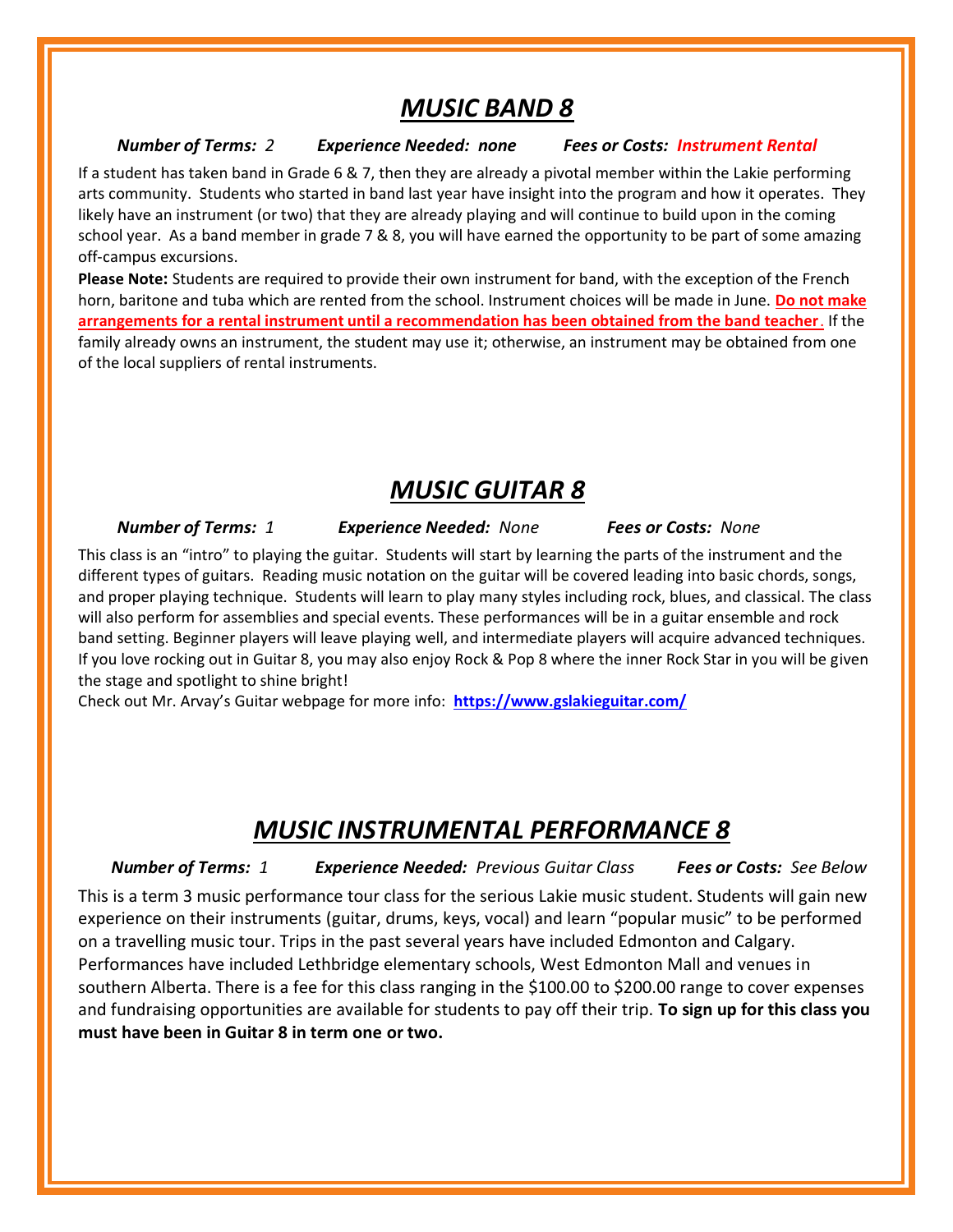## ***MUSIC BAND 8***

***Number of Terms:*** *2* ***Experience Needed:*** ***none*** ***Fees or Costs:*** ***Instrument Rental***

If a student has taken band in Grade 6 & 7, then they are already a pivotal member within the Lakie performing arts community. Students who started in band last year have insight into the program and how it operates. They likely have an instrument (or two) that they are already playing and will continue to build upon in the coming school year. As a band member in grade 7 & 8, you will have earned the opportunity to be part of some amazing off-campus excursions.

**Please Note:** Students are required to provide their own instrument for band, with the exception of the French horn, baritone and tuba which are rented from the school. Instrument choices will be made in June. **Do not make arrangements for a rental instrument until a recommendation has been obtained from the band teacher**. If the family already owns an instrument, the student may use it; otherwise, an instrument may be obtained from one of the local suppliers of rental instruments.

## ***MUSIC GUITAR 8***

***Number of Terms:*** *1* ***Experience Needed:*** *None* ***Fees or Costs:*** *None*

This class is an "intro" to playing the guitar. Students will start by learning the parts of the instrument and the different types of guitars. Reading music notation on the guitar will be covered leading into basic chords, songs, and proper playing technique. Students will learn to play many styles including rock, blues, and classical. The class will also perform for assemblies and special events. These performances will be in a guitar ensemble and rock band setting. Beginner players will leave playing well, and intermediate players will acquire advanced techniques. If you love rocking out in Guitar 8, you may also enjoy Rock & Pop 8 where the inner Rock Star in you will be given the stage and spotlight to shine bright!

Check out Mr. Arvay's Guitar webpage for more info: **https://www.gslakieguitar.com/**

## ***MUSIC INSTRUMENTAL PERFORMANCE 8***

***Number of Terms:*** *1* ***Experience Needed:*** *Previous Guitar Class* ***Fees or Costs:*** *See Below*

This is a term 3 music performance tour class for the serious Lakie music student. Students will gain new experience on their instruments (guitar, drums, keys, vocal) and learn "popular music" to be performed on a travelling music tour. Trips in the past several years have included Edmonton and Calgary. Performances have included Lethbridge elementary schools, West Edmonton Mall and venues in southern Alberta. There is a fee for this class ranging in the $100.00 to $200.00 range to cover expenses and fundraising opportunities are available for students to pay off their trip. **To sign up for this class you must have been in Guitar 8 in term one or two.**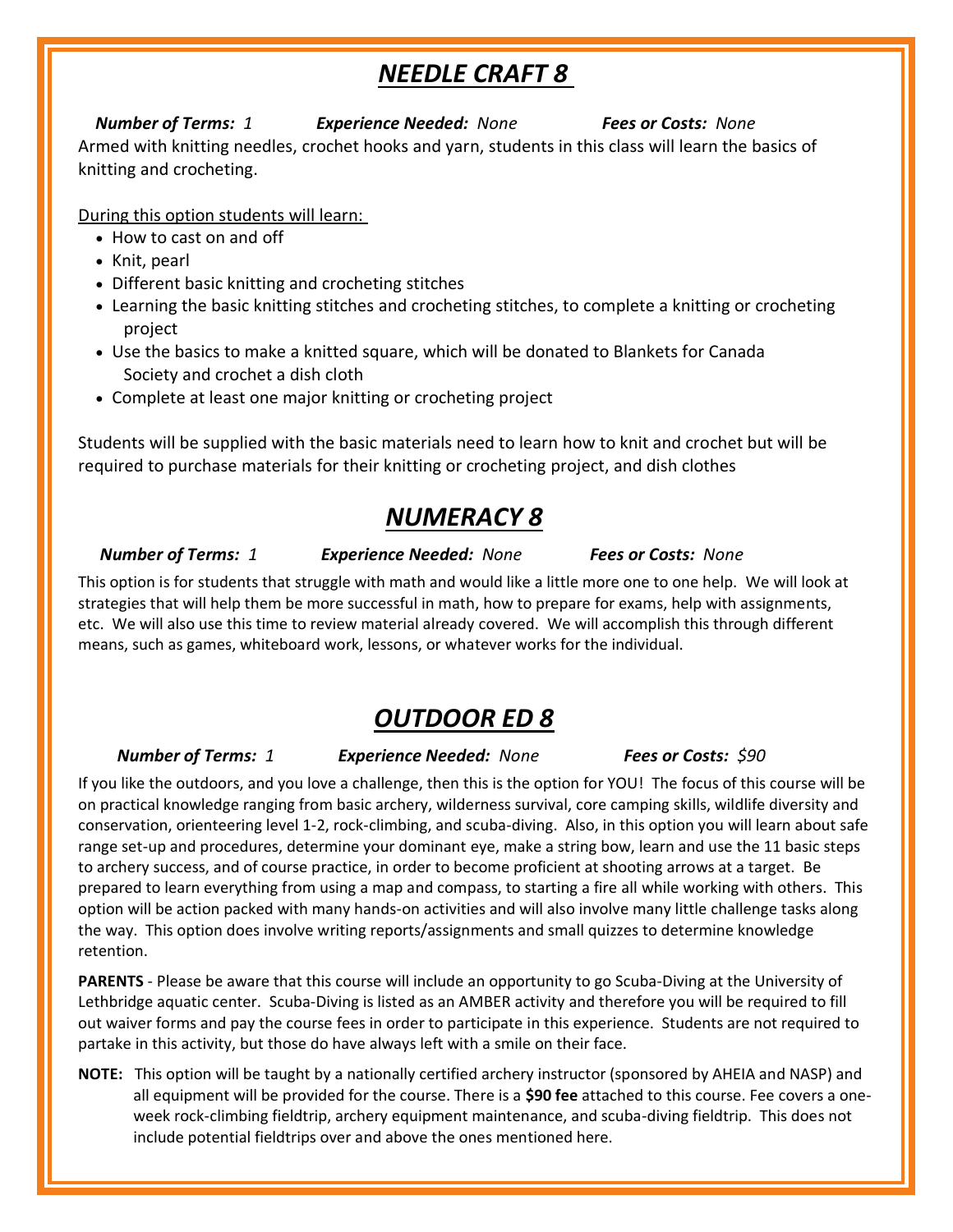# ***NEEDLE CRAFT 8***

***Number of Terms:*** *1* ***Experience Needed:*** *None* ***Fees or Costs:*** *None*

Armed with knitting needles, crochet hooks and yarn, students in this class will learn the basics of knitting and crocheting.

During this option students will learn:

- How to cast on and off
- Knit, pearl
- Different basic knitting and crocheting stitches
- Learning the basic knitting stitches and crocheting stitches, to complete a knitting or crocheting project
- Use the basics to make a knitted square, which will be donated to Blankets for Canada Society and crochet a dish cloth
- Complete at least one major knitting or crocheting project

Students will be supplied with the basic materials need to learn how to knit and crochet but will be required to purchase materials for their knitting or crocheting project, and dish clothes

# ***NUMERACY 8***

***Number of Terms:*** *1* ***Experience Needed:*** *None* ***Fees or Costs:*** *None*

This option is for students that struggle with math and would like a little more one to one help. We will look at strategies that will help them be more successful in math, how to prepare for exams, help with assignments, etc. We will also use this time to review material already covered. We will accomplish this through different means, such as games, whiteboard work, lessons, or whatever works for the individual.

# ***OUTDOOR ED 8***

***Number of Terms:*** *1* ***Experience Needed:*** *None* ***Fees or Costs:*** *$90*

If you like the outdoors, and you love a challenge, then this is the option for YOU! The focus of this course will be on practical knowledge ranging from basic archery, wilderness survival, core camping skills, wildlife diversity and conservation, orienteering level 1-2, rock-climbing, and scuba-diving. Also, in this option you will learn about safe range set-up and procedures, determine your dominant eye, make a string bow, learn and use the 11 basic steps to archery success, and of course practice, in order to become proficient at shooting arrows at a target. Be prepared to learn everything from using a map and compass, to starting a fire all while working with others. This option will be action packed with many hands-on activities and will also involve many little challenge tasks along the way. This option does involve writing reports/assignments and small quizzes to determine knowledge retention.

**PARENTS** - Please be aware that this course will include an opportunity to go Scuba-Diving at the University of Lethbridge aquatic center. Scuba-Diving is listed as an AMBER activity and therefore you will be required to fill out waiver forms and pay the course fees in order to participate in this experience. Students are not required to partake in this activity, but those do have always left with a smile on their face.

**NOTE:** This option will be taught by a nationally certified archery instructor (sponsored by AHEIA and NASP) and all equipment will be provided for the course. There is a **$90 fee** attached to this course. Fee covers a one-week rock-climbing fieldtrip, archery equipment maintenance, and scuba-diving fieldtrip. This does not include potential fieldtrips over and above the ones mentioned here.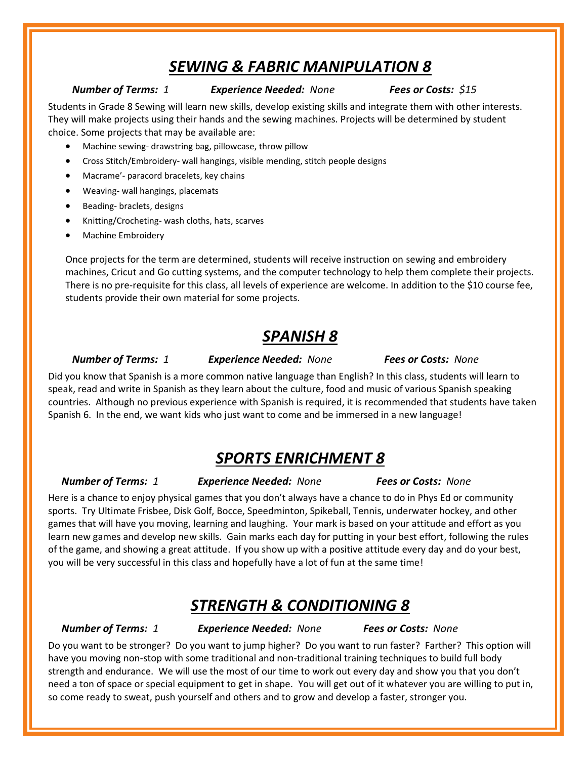# ***SEWING & FABRIC MANIPULATION 8***

***Number of Terms:*** *1* ***Experience Needed:*** *None* ***Fees or Costs:*** *$15*

Students in Grade 8 Sewing will learn new skills, develop existing skills and integrate them with other interests. They will make projects using their hands and the sewing machines. Projects will be determined by student choice. Some projects that may be available are:

- Machine sewing- drawstring bag, pillowcase, throw pillow
- Cross Stitch/Embroidery- wall hangings, visible mending, stitch people designs
- Macrame'- paracord bracelets, key chains
- Weaving- wall hangings, placemats
- Beading- braclets, designs
- Knitting/Crocheting- wash cloths, hats, scarves
- Machine Embroidery

Once projects for the term are determined, students will receive instruction on sewing and embroidery machines, Cricut and Go cutting systems, and the computer technology to help them complete their projects. There is no pre-requisite for this class, all levels of experience are welcome. In addition to the $10 course fee, students provide their own material for some projects.

# ***SPANISH 8***

***Number of Terms:*** *1* ***Experience Needed:*** *None* ***Fees or Costs:*** *None*

Did you know that Spanish is a more common native language than English? In this class, students will learn to speak, read and write in Spanish as they learn about the culture, food and music of various Spanish speaking countries. Although no previous experience with Spanish is required, it is recommended that students have taken Spanish 6. In the end, we want kids who just want to come and be immersed in a new language!

# ***SPORTS ENRICHMENT 8***

***Number of Terms:*** *1* ***Experience Needed:*** *None* ***Fees or Costs:*** *None*

Here is a chance to enjoy physical games that you don't always have a chance to do in Phys Ed or community sports. Try Ultimate Frisbee, Disk Golf, Bocce, Speedminton, Spikeball, Tennis, underwater hockey, and other games that will have you moving, learning and laughing. Your mark is based on your attitude and effort as you learn new games and develop new skills. Gain marks each day for putting in your best effort, following the rules of the game, and showing a great attitude. If you show up with a positive attitude every day and do your best, you will be very successful in this class and hopefully have a lot of fun at the same time!

# ***STRENGTH & CONDITIONING 8***

***Number of Terms:*** *1* ***Experience Needed:*** *None* ***Fees or Costs:*** *None*

Do you want to be stronger? Do you want to jump higher? Do you want to run faster? Farther? This option will have you moving non-stop with some traditional and non-traditional training techniques to build full body strength and endurance. We will use the most of our time to work out every day and show you that you don't need a ton of space or special equipment to get in shape. You will get out of it whatever you are willing to put in, so come ready to sweat, push yourself and others and to grow and develop a faster, stronger you.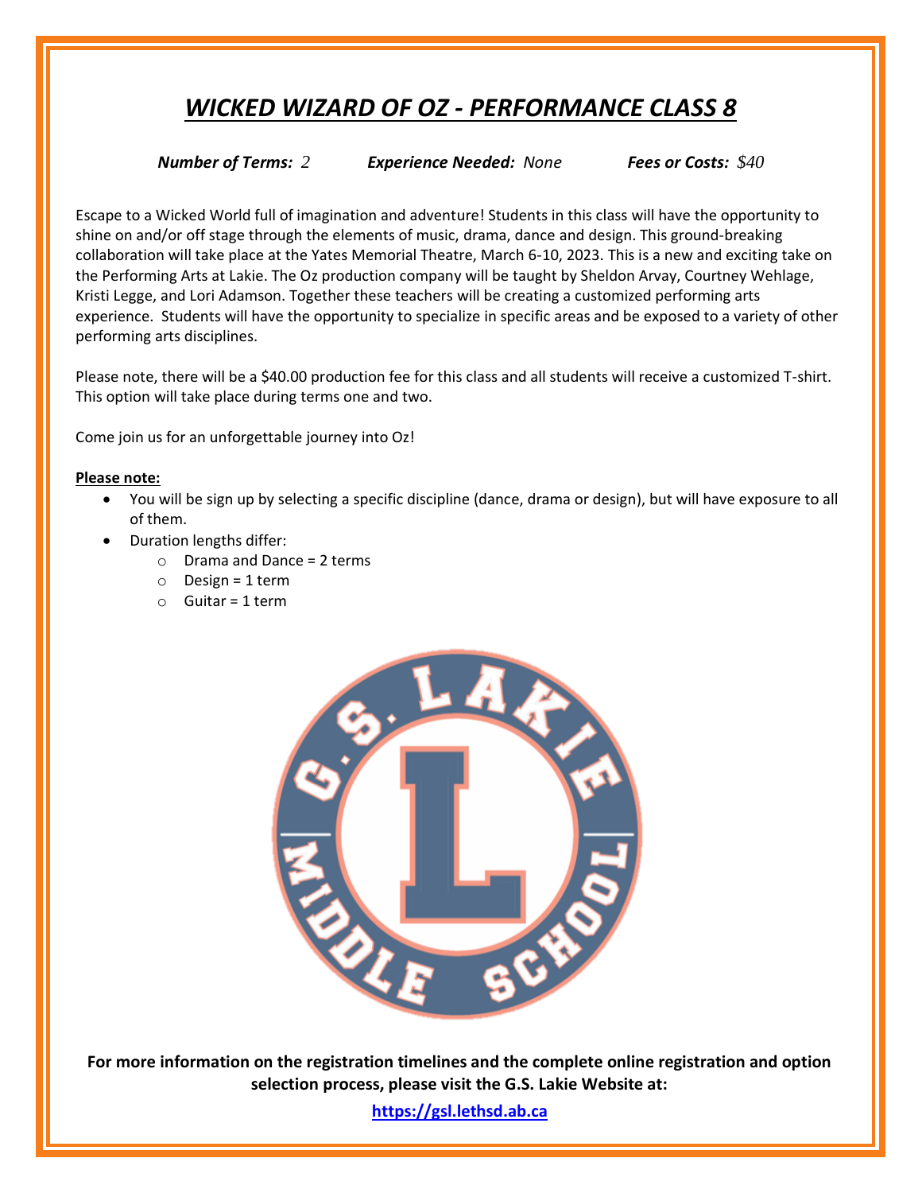# *WICKED WIZARD OF OZ - PERFORMANCE CLASS 8*

***Number of Terms:*** *2* ***Experience Needed:*** *None* ***Fees or Costs:*** *$40*

Escape to a Wicked World full of imagination and adventure! Students in this class will have the opportunity to shine on and/or off stage through the elements of music, drama, dance and design. This ground-breaking collaboration will take place at the Yates Memorial Theatre, March 6-10, 2023. This is a new and exciting take on the Performing Arts at Lakie. The Oz production company will be taught by Sheldon Arvay, Courtney Wehlage, Kristi Legge, and Lori Adamson. Together these teachers will be creating a customized performing arts experience. Students will have the opportunity to specialize in specific areas and be exposed to a variety of other performing arts disciplines.

Please note, there will be a $40.00 production fee for this class and all students will receive a customized T-shirt. This option will take place during terms one and two.

Come join us for an unforgettable journey into Oz!

**Please note:**

- You will be sign up by selecting a specific discipline (dance, drama or design), but will have exposure to all of them.
- Duration lengths differ:
  - Drama and Dance = 2 terms
  - Design = 1 term
  - Guitar = 1 term

**For more information on the registration timelines and the complete online registration and option selection process, please visit the G.S. Lakie Website at:**

**https://gsl.lethsd.ab.ca**